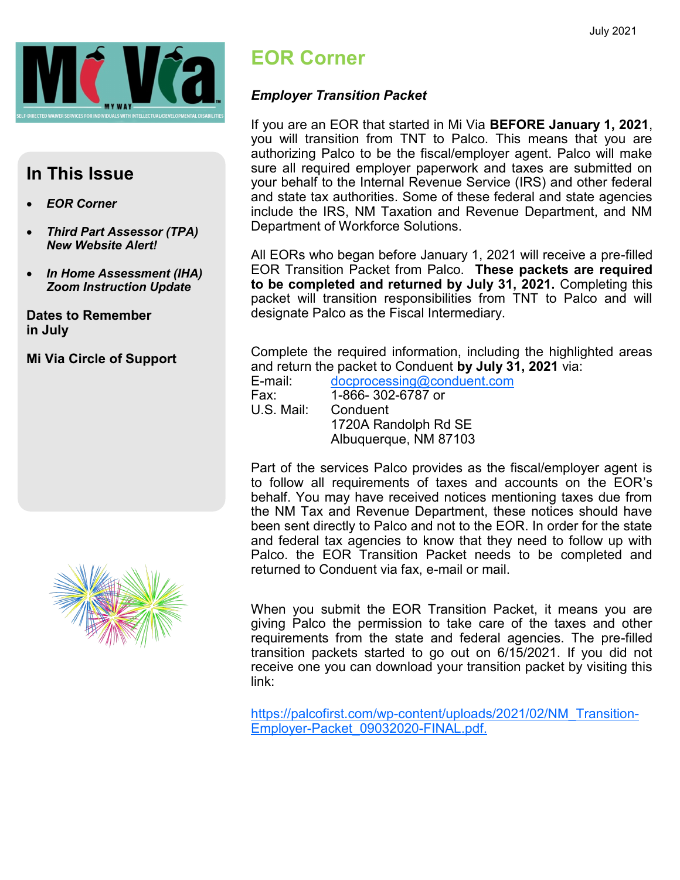July 2021

Mi Via MY WAY
SELF-DIRECTED WAIVER SERVICES FOR INDIVIDUALS WITH INTELLECTUAL/DEVELOPMENTAL DISABILITIES

## In This Issue

- ***EOR Corner***
- ***Third Part Assessor (TPA) New Website Alert!***
- ***In Home Assessment (IHA) Zoom Instruction Update***

**Dates to Remember in July**

**Mi Via Circle of Support**

# EOR Corner

***Employer Transition Packet***

If you are an EOR that started in Mi Via **BEFORE January 1, 2021**, you will transition from TNT to Palco. This means that you are authorizing Palco to be the fiscal/employer agent. Palco will make sure all required employer paperwork and taxes are submitted on your behalf to the Internal Revenue Service (IRS) and other federal and state tax authorities. Some of these federal and state agencies include the IRS, NM Taxation and Revenue Department, and NM Department of Workforce Solutions.

All EORs who began before January 1, 2021 will receive a pre-filled EOR Transition Packet from Palco. **These packets are required to be completed and returned by July 31, 2021.** Completing this packet will transition responsibilities from TNT to Palco and will designate Palco as the Fiscal Intermediary.

Complete the required information, including the highlighted areas and return the packet to Conduent **by July 31, 2021** via:

E-mail: docprocessing@conduent.com
Fax: 1-866- 302-6787 or
U.S. Mail: Conduent
1720A Randolph Rd SE
Albuquerque, NM 87103

Part of the services Palco provides as the fiscal/employer agent is to follow all requirements of taxes and accounts on the EOR's behalf. You may have received notices mentioning taxes due from the NM Tax and Revenue Department, these notices should have been sent directly to Palco and not to the EOR. In order for the state and federal tax agencies to know that they need to follow up with Palco. the EOR Transition Packet needs to be completed and returned to Conduent via fax, e-mail or mail.

When you submit the EOR Transition Packet, it means you are giving Palco the permission to take care of the taxes and other requirements from the state and federal agencies. The pre-filled transition packets started to go out on 6/15/2021. If you did not receive one you can download your transition packet by visiting this link:

https://palcofirst.com/wp-content/uploads/2021/02/NM_Transition-Employer-Packet_09032020-FINAL.pdf.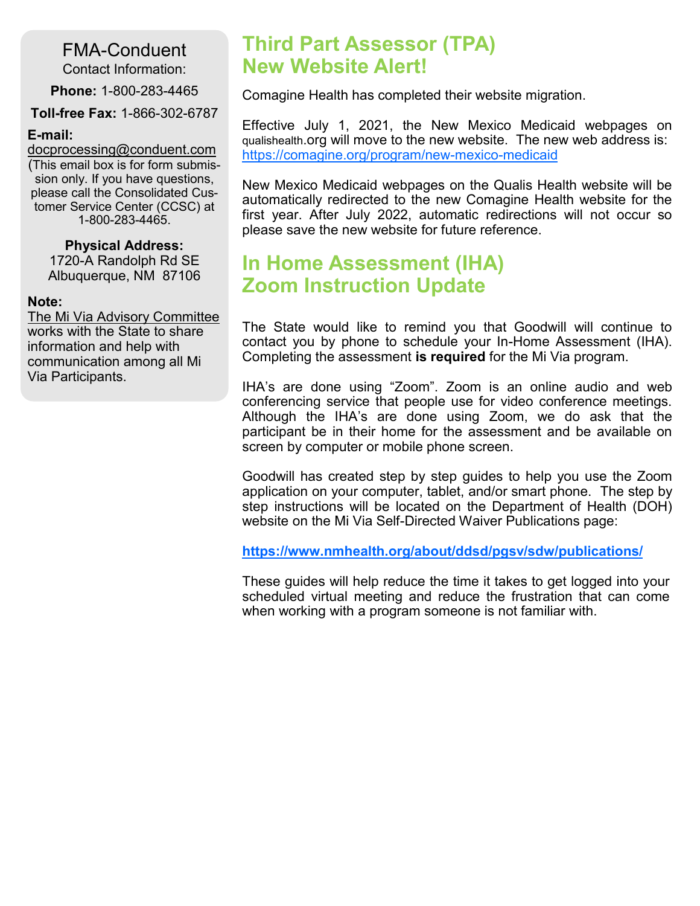## FMA-Conduent

Contact Information:

**Phone:** 1-800-283-4465

**Toll-free Fax:** 1-866-302-6787

**E-mail:**
docprocessing@conduent.com
(This email box is for form submission only. If you have questions, please call the Consolidated Customer Service Center (CCSC) at 1-800-283-4465.

**Physical Address:**
1720-A Randolph Rd SE
Albuquerque, NM 87106

**Note:**
The Mi Via Advisory Committee works with the State to share information and help with communication among all Mi Via Participants.

## Third Part Assessor (TPA) New Website Alert!

Comagine Health has completed their website migration.

Effective July 1, 2021, the New Mexico Medicaid webpages on qualishealth.org will move to the new website. The new web address is: https://comagine.org/program/new-mexico-medicaid

New Mexico Medicaid webpages on the Qualis Health website will be automatically redirected to the new Comagine Health website for the first year. After July 2022, automatic redirections will not occur so please save the new website for future reference.

## In Home Assessment (IHA) Zoom Instruction Update

The State would like to remind you that Goodwill will continue to contact you by phone to schedule your In-Home Assessment (IHA). Completing the assessment **is required** for the Mi Via program.

IHA's are done using "Zoom". Zoom is an online audio and web conferencing service that people use for video conference meetings. Although the IHA's are done using Zoom, we do ask that the participant be in their home for the assessment and be available on screen by computer or mobile phone screen.

Goodwill has created step by step guides to help you use the Zoom application on your computer, tablet, and/or smart phone. The step by step instructions will be located on the Department of Health (DOH) website on the Mi Via Self-Directed Waiver Publications page:

**https://www.nmhealth.org/about/ddsd/pgsv/sdw/publications/**

These guides will help reduce the time it takes to get logged into your scheduled virtual meeting and reduce the frustration that can come when working with a program someone is not familiar with.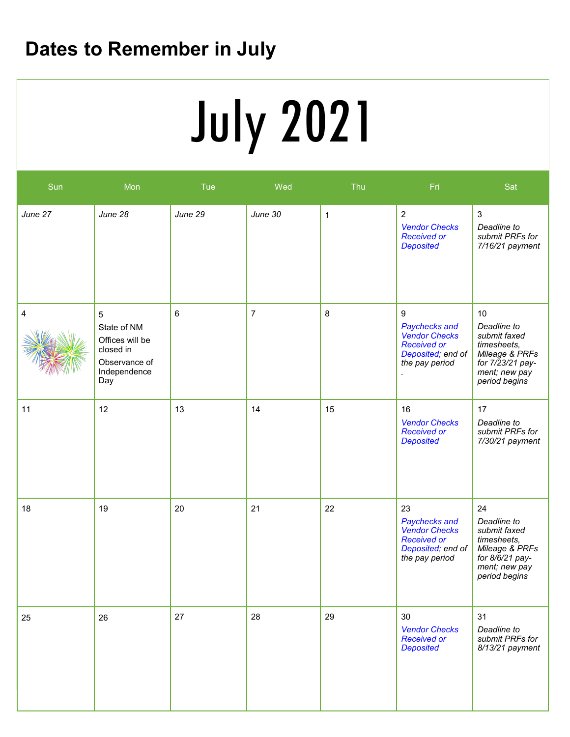# Dates to Remember in July

## July 2021

| Sun | Mon | Tue | Wed | Thu | Fri | Sat |
|---|---|---|---|---|---|---|
| *June 27* | *June 28* | *June 29* | *June 30* | 1 | 2 *Vendor Checks Received or Deposited* | 3 *Deadline to submit PRFs for 7/16/21 payment* |
| 4 | 5 State of NM Offices will be closed in Observance of Independence Day | 6 | 7 | 8 | 9 *Paychecks and Vendor Checks Received or Deposited; end of the pay period* . | 10 *Deadline to submit faxed timesheets, Mileage & PRFs for 7/23/21 payment; new pay period begins* |
| 11 | 12 | 13 | 14 | 15 | 16 *Vendor Checks Received or Deposited* | 17 *Deadline to submit PRFs for 7/30/21 payment* |
| 18 | 19 | 20 | 21 | 22 | 23 *Paychecks and Vendor Checks Received or Deposited; end of the pay period* | 24 *Deadline to submit faxed timesheets, Mileage & PRFs for 8/6/21 payment; new pay period begins* |
| 25 | 26 | 27 | 28 | 29 | 30 *Vendor Checks Received or Deposited* | 31 *Deadline to submit PRFs for 8/13/21 payment* |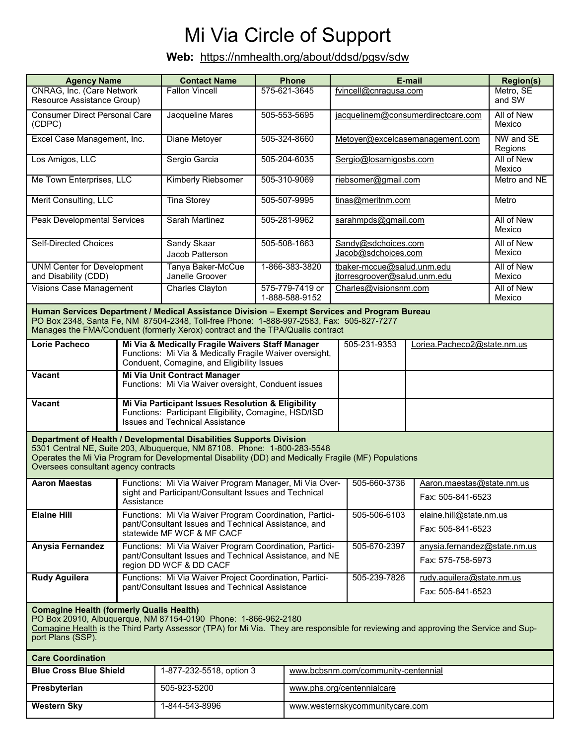# Mi Via Circle of Support

**Web:** https://nmhealth.org/about/ddsd/pgsv/sdw

| Agency Name | Contact Name | Phone | E-mail | Region(s) |
|---|---|---|---|---|
| CNRAG, Inc. (Care Network Resource Assistance Group) | Fallon Vincell | 575-621-3645 | fvincell@cnragusa.com | Metro, SE and SW |
| Consumer Direct Personal Care (CDPC) | Jacqueline Mares | 505-553-5695 | jacquelinem@consumerdirectcare.com | All of New Mexico |
| Excel Case Management, Inc. | Diane Metoyer | 505-324-8660 | Metoyer@excelcasemanagement.com | NW and SE Regions |
| Los Amigos, LLC | Sergio Garcia | 505-204-6035 | Sergio@losamigosbs.com | All of New Mexico |
| Me Town Enterprises, LLC | Kimberly Riebsomer | 505-310-9069 | riebsomer@gmail.com | Metro and NE |
| Merit Consulting, LLC | Tina Storey | 505-507-9995 | tinas@meritnm.com | Metro |
| Peak Developmental Services | Sarah Martinez | 505-281-9962 | sarahmpds@gmail.com | All of New Mexico |
| Self-Directed Choices | Sandy Skaar<br>Jacob Patterson | 505-508-1663 | Sandy@sdchoices.com<br>Jacob@sdchoices.com | All of New Mexico |
| UNM Center for Development and Disability (CDD) | Tanya Baker-McCue<br>Janelle Groover | 1-866-383-3820 | tbaker-mccue@salud.unm.edu<br>jtorresgroover@salud.unm.edu | All of New Mexico |
| Visions Case Management | Charles Clayton | 575-779-7419 or 1-888-588-9152 | Charles@visionsnm.com | All of New Mexico |

**Human Services Department / Medical Assistance Division – Exempt Services and Program Bureau**
PO Box 2348, Santa Fe, NM 87504-2348, Toll-free Phone: 1-888-997-2583, Fax: 505-827-7277
Manages the FMA/Conduent (formerly Xerox) contract and the TPA/Qualis contract

| | | | |
|---|---|---|---|
| **Lorie Pacheco** | **Mi Via & Medically Fragile Waivers Staff Manager**<br>Functions: Mi Via & Medically Fragile Waiver oversight, Conduent, Comagine, and Eligibility Issues | 505-231-9353 | Loriea.Pacheco2@state.nm.us |
| **Vacant** | **Mi Via Unit Contract Manager**<br>Functions: Mi Via Waiver oversight, Conduent issues | | |
| **Vacant** | **Mi Via Participant Issues Resolution & Eligibility**<br>Functions: Participant Eligibility, Comagine, HSD/ISD Issues and Technical Assistance | | |

**Department of Health / Developmental Disabilities Supports Division**
5301 Central NE, Suite 203, Albuquerque, NM 87108. Phone: 1-800-283-5548
Operates the Mi Via Program for Developmental Disability (DD) and Medically Fragile (MF) Populations
Oversees consultant agency contracts

| | | | |
|---|---|---|---|
| **Aaron Maestas** | Functions: Mi Via Waiver Program Manager, Mi Via Oversight and Participant/Consultant Issues and Technical Assistance | 505-660-3736 | Aaron.maestas@state.nm.us<br>Fax: 505-841-6523 |
| **Elaine Hill** | Functions: Mi Via Waiver Program Coordination, Participant/Consultant Issues and Technical Assistance, and statewide MF WCF & MF CACF | 505-506-6103 | elaine.hill@state.nm.us<br>Fax: 505-841-6523 |
| **Anysia Fernandez** | Functions: Mi Via Waiver Program Coordination, Participant/Consultant Issues and Technical Assistance, and NE region DD WCF & DD CACF | 505-670-2397 | anysia.fernandez@state.nm.us<br>Fax: 575-758-5973 |
| **Rudy Aguilera** | Functions: Mi Via Waiver Project Coordination, Participant/Consultant Issues and Technical Assistance | 505-239-7826 | rudy.aguilera@state.nm.us<br>Fax: 505-841-6523 |

**Comagine Health (formerly Qualis Health)**
PO Box 20910, Albuquerque, NM 87154-0190 Phone: 1-866-962-2180
Comagine Health is the Third Party Assessor (TPA) for Mi Via. They are responsible for reviewing and approving the Service and Support Plans (SSP).

| **Care Coordination** | | |
|---|---|---|
| **Blue Cross Blue Shield** | 1-877-232-5518, option 3 | www.bcbsnm.com/community-centennial |
| **Presbyterian** | 505-923-5200 | www.phs.org/centennialcare |
| **Western Sky** | 1-844-543-8996 | www.westernskycommunitycare.com |